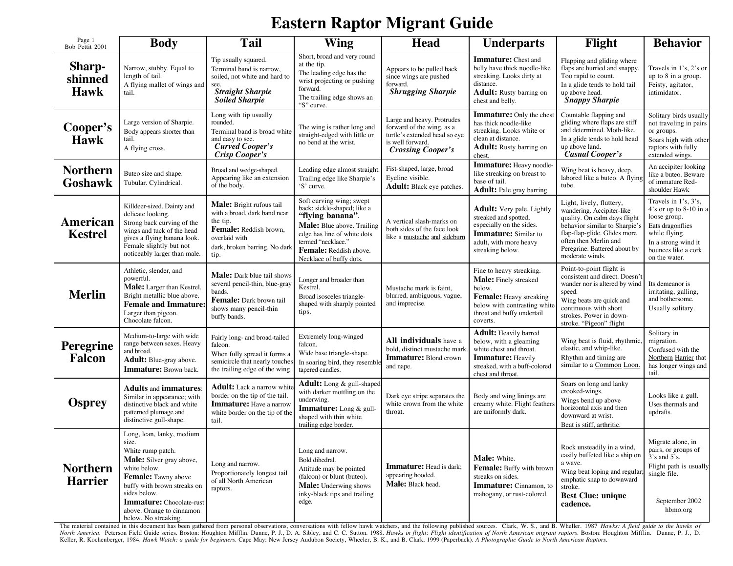# Eastern Raptor Migrant Guide

Page 1
Bob Pettit 2001

| | Body | Tail | Wing | Head | Underparts | Flight | Behavior |
|---|---|---|---|---|---|---|---|
| **Sharp-shinned Hawk** | Narrow, stubby. Equal to length of tail. A flying mallet of wings and tail. | Tip usually squared. Terminal band is narrow, soiled, not white and hard to see. ***Straight Sharpie*** ***Soiled Sharpie*** | Short, broad and very round at the tip. The leading edge has the wrist projecting or pushing forward. The trailing edge shows an "S" curve. | Appears to be pulled back since wings are pushed forward. ***Shrugging Sharpie*** | **Immature:** Chest and belly have thick noodle-like streaking. Looks dirty at distance. **Adult:** Rusty barring on chest and belly. | Flapping and gliding where flaps are hurried and snappy. Too rapid to count. In a glide tends to hold tail up above head. ***Snappy Sharpie*** | Travels in 1's, 2's or up to 8 in a group. Feisty, agitator, intimidator. |
| **Cooper's Hawk** | Large version of Sharpie. Body appears shorter than tail. A flying cross. | Long with tip usually rounded. Terminal band is broad white and easy to see. ***Curved Cooper's*** ***Crisp Cooper's*** | The wing is rather long and straight-edged with little or no bend at the wrist. | Large and heavy. Protrudes forward of the wing, as a turtle's extended head so eye is well forward. ***Crossing Cooper's*** | **Immature:** Only the chest has thick noodle-like streaking. Looks white or clean at distance. **Adult:** Rusty barring on chest. | Countable flapping and gliding where flaps are stiff and determined. Moth-like. In a glide tends to hold head up above land. ***Casual Cooper's*** | Solitary birds usually not traveling in pairs or groups. Soars high with other raptors with fully extended wings. |
| **Northern Goshawk** | Buteo size and shape. Tubular. Cylindrical. | Broad and wedge-shaped. Appearing like an extension of the body. | Leading edge almost straight. Trailing edge like Sharpie's 'S' curve. | Fist-shaped, large, broad Eyeline visible. **Adult:** Black eye patches. | **Immature:** Heavy noodle-like streaking on breast to base of tail. **Adult:** Pale gray barring | Wing beat is heavy, deep, labored like a buteo. A flying tube. | An accipiter looking like a buteo. Beware of immature Red-shoulder Hawk |
| **American Kestrel** | Killdeer-sized. Dainty and delicate looking. Strong back curving of the wings and tuck of the head gives a flying banana look. Female slightly but not noticeably larger than male. | **Male:** Bright rufous tail with a broad, dark band near the tip. **Female:** Reddish brown, overlaid with dark, broken barring. No dark tip. | Soft curving wing; swept back; sickle-shaped; like a **"flying banana"**. **Male:** Blue above. Trailing edge has line of white dots termed "necklace." **Female:** Reddish above. Necklace of buffy dots. | A vertical slash-marks on both sides of the face look like a mustache and sideburn | **Adult:** Very pale. Lightly streaked and spotted, especially on the sides. **Immature:** Similar to adult, with more heavy streaking below. | Light, lively, fluttery, wandering. Accipiter-like quality. On calm days flight behavior similar to Sharpie's flap-flap-glide. Glides more often then Merlin and Peregrine. Battered about by moderate winds. | Travels in 1's, 3's, 4's or up to 8-10 in a loose group. Eats dragonflies while flying. In a strong wind it bounces like a cork on the water. |
| **Merlin** | Athletic, slender, and powerful. **Male:** Larger than Kestrel. Bright metallic blue above. **Female and Immature:** Larger than pigeon. Chocolate falcon. | **Male:** Dark blue tail shows several pencil-thin, blue-gray bands. **Female:** Dark brown tail shows many pencil-thin buffy bands. | Longer and broader than Kestrel. Broad isosceles triangle-shaped with sharply pointed tips. | Mustache mark is faint, blurred, ambiguous, vague, and imprecise. | Fine to heavy streaking. **Male:** Finely streaked below. **Female:** Heavy streaking below with contrasting white throat and buffy undertail coverts. | Point-to-point flight is consistent and direct. Doesn't wander nor is altered by wind speed. Wing beats are quick and continuous with short strokes. Power in down-stroke. "Pigeon" flight | Its demeanor is irritating, galling, and bothersome. Usually solitary. |
| **Peregrine Falcon** | Medium-to-large with wide range between sexes. Heavy and broad. **Adult:** Blue-gray above. **Immature:** Brown back. | Fairly long- and broad-tailed falcon. When fully spread it forms a semicircle that nearly touches the trailing edge of the wing. | Extremely long-winged falcon. Wide base triangle-shape. In soaring bird, they resemble tapered candles. | **All individuals** have a bold, distinct mustache mark. **Immature:** Blond crown and nape. | **Adult:** Heavily barred below, with a gleaming white chest and throat. **Immature:** Heavily streaked, with a buff-colored chest and throat. | Wing beat is fluid, rhythmic, elastic, and whip-like. Rhythm and timing are similar to a Common Loon. | Solitary in migration. Confused with the Northern Harrier that has longer wings and tail. |
| **Osprey** | **Adults** and **immatures**: Similar in appearance; with distinctive black and white patterned plumage and distinctive gull-shape. | **Adult:** Lack a narrow white border on the tip of the tail. **Immature:** Have a narrow white border on the tip of the tail. | **Adult:** Long & gull-shaped with darker mottling on the underwing. **Immature:** Long & gull-shaped with thin white trailing edge border. | Dark eye stripe separates the white crown from the white throat. | Body and wing linings are creamy white. Flight feathers are uniformly dark. | Soars on long and lanky crooked-wings. Wings bend up above horizontal axis and then downward at wrist. Beat is stiff, arthritic. | Looks like a gull. Uses thermals and updrafts. |
| **Northern Harrier** | Long, lean, lanky, medium size. White rump patch. **Male:** Silver gray above, white below. **Female:** Tawny above buffy with brown streaks on sides below. **Immature:** Chocolate-rust above. Orange to cinnamon below. No streaking. | Long and narrow. Proportionately longest tail of all North American raptors. | Long and narrow. Bold dihedral. Attitude may be pointed (falcon) or blunt (buteo). **Male:** Underwing shows inky-black tips and trailing edge. | **Immature:** Head is dark; appearing hooded. **Male:** Black head. | **Male:** White. **Female:** Buffy with brown streaks on sides. **Immature:** Cinnamon, to mahogany, or rust-colored. | Rock unsteadily in a wind, easily buffeted like a ship on a wave. Wing beat loping and regular; emphatic snap to downward stroke. **Best Clue: unique cadence.** | Migrate alone, in pairs, or groups of 3's and 5's. Flight path is usually single file. September 2002 hbmo.org |

The material contained in this document has been gathered from personal observations, conversations with fellow hawk watchers, and the following published sources. Clark, W. S., and B. Wheller. 1987 *Hawks: A field guide to the hawks of North America*. Peterson Field Guide series. Boston: Houghton Mifflin. Dunne, P. J., D. A. Sibley, and C. C. Sutton. 1988. *Hawks in flight: Flight identification of North American migrant raptors.* Boston: Houghton Mifflin. Dunne, P. J., D. Keller, R. Kochenberger, 1984. *Hawk Watch: a guide for beginners.* Cape May: New Jersey Audubon Society, Wheeler, B. K., and B. Clark, 1999 (Paperback). *A Photographic Guide to North American Raptors.*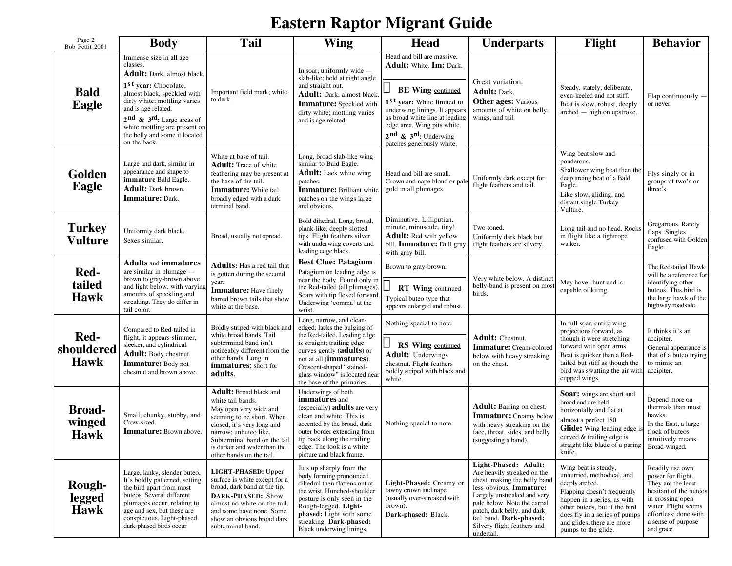# Eastern Raptor Migrant Guide

| | Body | Tail | Wing | Head | Underparts | Flight | Behavior |
|---|---|---|---|---|---|---|---|
| **Bald Eagle** | Immense size in all age classes. **Adult:** Dark, almost black. **1st year:** Chocolate, almost black, speckled with dirty white; mottling varies and is age related. **2nd & 3rd:** Large areas of white mottling are present on the belly and some it located on the back. | Important field mark; white to dark. | In soar, uniformly wide — slab-like; held at right angle and straight out. **Adult:** Dark, almost black. **Immature:** Speckled with dirty white; mottling varies and is age related. | Head and bill are massive. **Adult:** White. **Im:** Dark. **BE Wing** continued **1st year:** White limited to underwing linings. It appears as broad white line at leading edge area. Wing pits white. **2nd & 3rd:** Underwing patches generously white. | Great variation. **Adult:** Dark. **Other ages:** Various amounts of white on belly, wings, and tail | Steady, stately, deliberate, even-keeled and not stiff. Beat is slow, robust, deeply arched — high on upstroke. | Flap continuously — or never. |
| **Golden Eagle** | Large and dark, similar in appearance and shape to **immature** Bald Eagle. **Adult:** Dark brown. **Immature:** Dark. | White at base of tail. **Adult:** Trace of white feathering may be present at the base of the tail. **Immature:** White tail broadly edged with a dark terminal band. | Long, broad slab-like wing similar to Bald Eagle. **Adult:** Lack white wing patches. **Immature:** Brilliant white patches on the wings large and obvious. | Head and bill are small. Crown and nape blond or pale gold in all plumages. | Uniformly dark except for flight feathers and tail. | Wing beat slow and ponderous. Shallower wing beat then the deep arcing beat of a Bald Eagle. Like slow, gliding, and distant single Turkey Vulture. | Flys singly or in groups of two's or three's. |
| **Turkey Vulture** | Uniformly dark black. Sexes similar. | Broad, usually not spread. | Bold dihedral. Long, broad, plank-like, deeply slotted tips. Flight feathers silver with underwing coverts and leading edge black. | Diminutive, Lilliputian, minute, minuscule, tiny! **Adult:** Red with yellow bill. **Immature:** Dull gray with gray bill. | Two-toned. Uniformly dark black but flight feathers are silvery. | Long tail and no head. Rocks in flight like a tightrope walker. | Gregarious. Rarely flaps. Singles confused with Golden Eagle. |
| **Red-tailed Hawk** | **Adults** and **immatures** are similar in plumage — brown to gray-brown above and light below, with varying amounts of speckling and streaking. They do differ in tail color. | **Adults:** Has a red tail that is gotten during the second year. **Immature:** Have finely barred brown tails that show white at the base. | **Best Clue: Patagium** Patagium on leading edge is near the body. Found only in the Red-tailed (all plumages). Soars with tip flexed forward. Underwing 'comma' at the wrist. | Brown to gray-brown. **RT Wing** continued Typical buteo type that appears enlarged and robust. | Very white below. A distinct belly-band is present on most birds. | May hover-hunt and is capable of kiting. | The Red-tailed Hawk will be a reference for identifying other buteos. This bird is the large hawk of the highway roadside. |
| **Red-shouldered Hawk** | Compared to Red-tailed in flight, it appears slimmer, sleeker, and cylindrical. **Adult:** Body chestnut. **Immature:** Body not chestnut and brown above. | Boldly striped with black and white broad bands. Tail subterminal band isn't noticeably different from the other bands. Long in **immatures**; short for **adults**. | Long, narrow, and clean-edged; lacks the bulging of the Red-tailed. Leading edge is straight; trailing edge curves gently (**adults**) or not at all (**immatures**). Crescent-shaped "stained-glass window" is located near the base of the primaries. | Nothing special to note. **RS Wing** continued **Adult:** Underwings chestnut. Flight feathers boldly striped with black and white. | **Adult:** Chestnut. **Immature:** Cream-colored below with heavy streaking on the chest. | In full soar, entire wing projections forward, as though it were stretching forward with open arms. Beat is quicker than a Red-tailed but stiff as though the bird was swatting the air with cupped wings. | It thinks it's an accipiter. General appearance is that of a buteo trying to mimic an accipiter. |
| **Broad-winged Hawk** | Small, chunky, stubby, and Crow-sized. **Immature:** Brown above. | **Adult:** Broad black and white tail bands. May open very wide and seeming to be short. When closed, it's very long and narrow; unbuteo like. Subterminal band on the tail is darker and wider than the other bands on the tail. | Underwings of both **immatures** and (especially) **adults** are very clean and white. This is accented by the broad, dark outer border extending from tip back along the trailing edge. The look is a white picture and black frame. | Nothing special to note. | **Adult:** Barring on chest. **Immature:** Creamy below with heavy streaking on the face, throat, sides, and belly (suggesting a band). | **Soar:** wings are short and broad and are held horizontally and flat at almost a perfect 180 **Glide:** Wing leading edge is curved & trailing edge is straight like blade of a paring knife. | Depend more on thermals than most hawks. In the East, a large flock of buteos intuitively means Broad-winged. |
| **Rough-legged Hawk** | Large, lanky, slender buteo. It's boldly patterned, setting the bird apart from most buteos. Several different plumages occur, relating to age and sex, but these are conspicuous. Light-phased dark-phased birds occur | **LIGHT-PHASED:** Upper surface is white except for a broad, dark band at the tip. **DARK-PHASED:** Show almost no white on the tail, and some have none. Some show an obvious broad dark subterminal band. | Juts up sharply from the body forming pronounced dihedral then flattens out at the wrist. Hunched-shoulder posture is only seen in the Rough-legged. **Light-phased:** Light with some streaking. **Dark-phased:** Black underwing linings. | **Light-Phased:** Creamy or tawny crown and nape (usually over-streaked with brown). **Dark-phased:** Black. | **Light-Phased: Adult:** Are heavily streaked on the chest, making the belly band less obvious. **Immature:** Largely unstreaked and very pale below. Note the carpal patch, dark belly, and dark tail band. **Dark-phased:** Silvery flight feathers and undertail. | Wing beat is steady, unhurried, methodical, and deeply arched. Flapping doesn't frequently happen in a series, as with other buteos, but if the bird does fly in a series of pumps and glides, there are more pumps to the glide. | Readily use own power for flight. They are the least hesitant of the buteos in crossing open water. Flight seems effortless; done with a sense of purpose and grace |